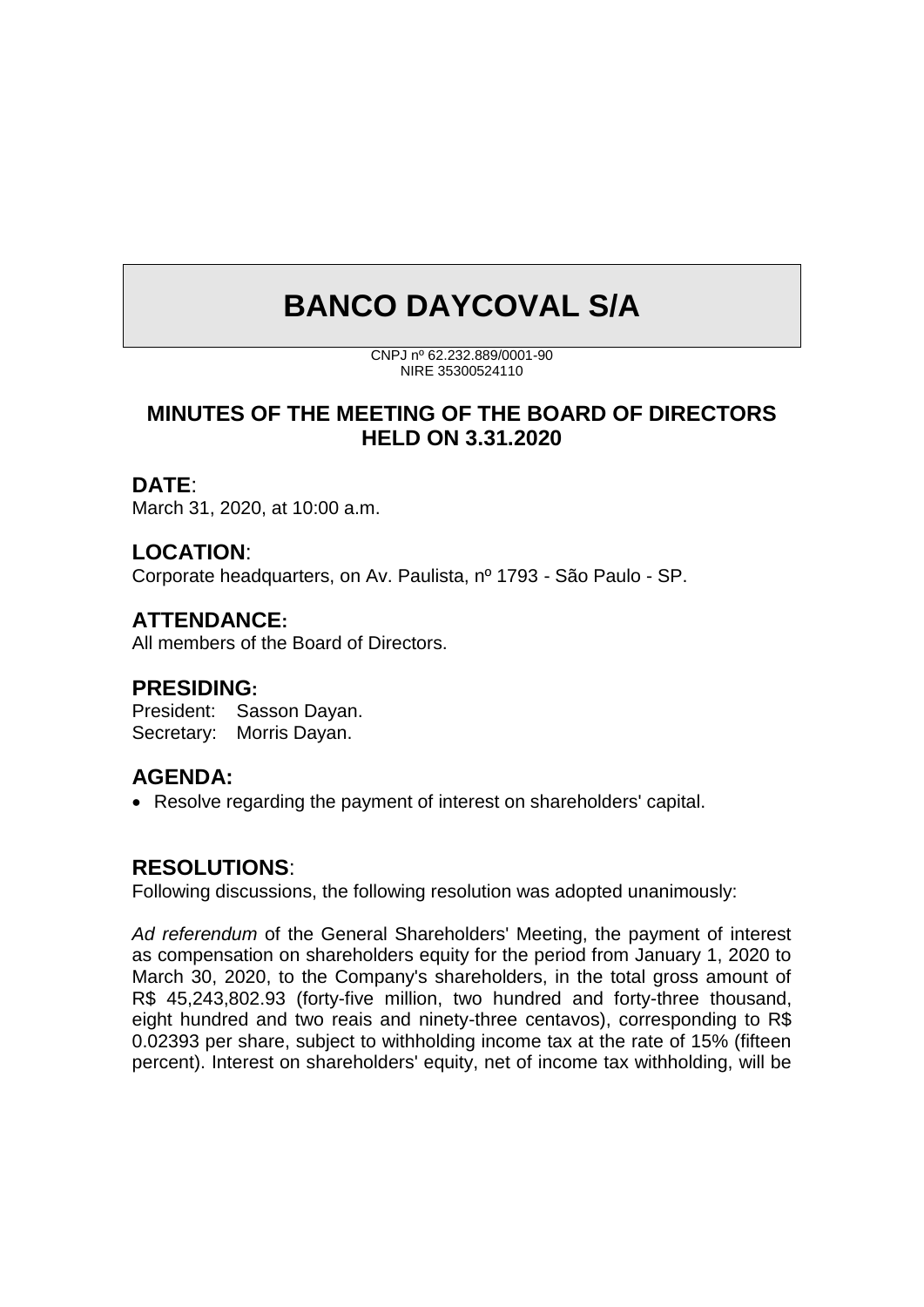# BANCO DAYCOVAL S/A

CNPJ nº 62.232.889/0001-90
NIRE 35300524110

## MINUTES OF THE MEETING OF THE BOARD OF DIRECTORS HELD ON 3.31.2020

### DATE:

March 31, 2020, at 10:00 a.m.

### LOCATION:

Corporate headquarters, on Av. Paulista, nº 1793 - São Paulo - SP.

### ATTENDANCE:

All members of the Board of Directors.

### PRESIDING:

President: Sasson Dayan.
Secretary: Morris Dayan.

### AGENDA:

- Resolve regarding the payment of interest on shareholders' capital.

### RESOLUTIONS:

Following discussions, the following resolution was adopted unanimously:

*Ad referendum* of the General Shareholders' Meeting, the payment of interest as compensation on shareholders equity for the period from January 1, 2020 to March 30, 2020, to the Company's shareholders, in the total gross amount of R$ 45,243,802.93 (forty-five million, two hundred and forty-three thousand, eight hundred and two reais and ninety-three centavos), corresponding to R$ 0.02393 per share, subject to withholding income tax at the rate of 15% (fifteen percent). Interest on shareholders' equity, net of income tax withholding, will be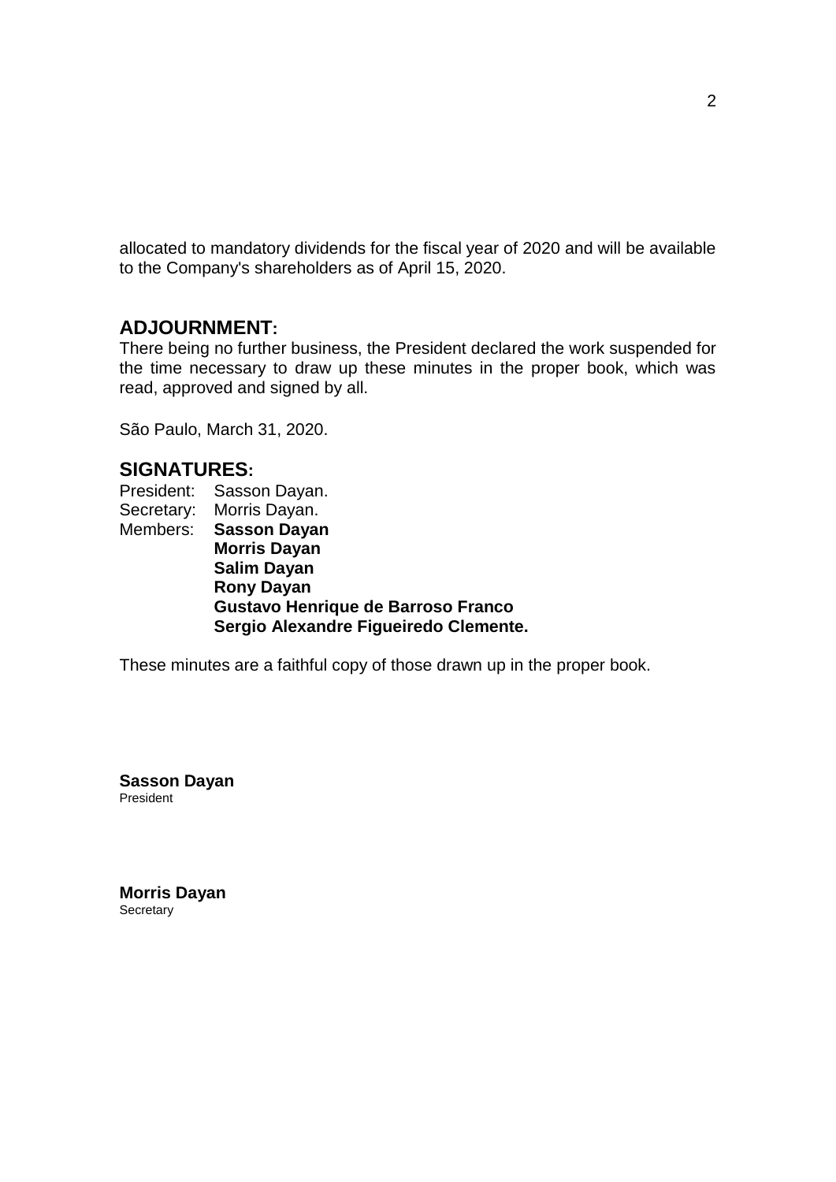allocated to mandatory dividends for the fiscal year of 2020 and will be available to the Company's shareholders as of April 15, 2020.

## ADJOURNMENT:

There being no further business, the President declared the work suspended for the time necessary to draw up these minutes in the proper book, which was read, approved and signed by all.

São Paulo, March 31, 2020.

## SIGNATURES:

President: Sasson Dayan.
Secretary: Morris Dayan.
Members: **Sasson Dayan**
**Morris Dayan**
**Salim Dayan**
**Rony Dayan**
**Gustavo Henrique de Barroso Franco**
**Sergio Alexandre Figueiredo Clemente.**

These minutes are a faithful copy of those drawn up in the proper book.

**Sasson Dayan**
President

**Morris Dayan**
Secretary